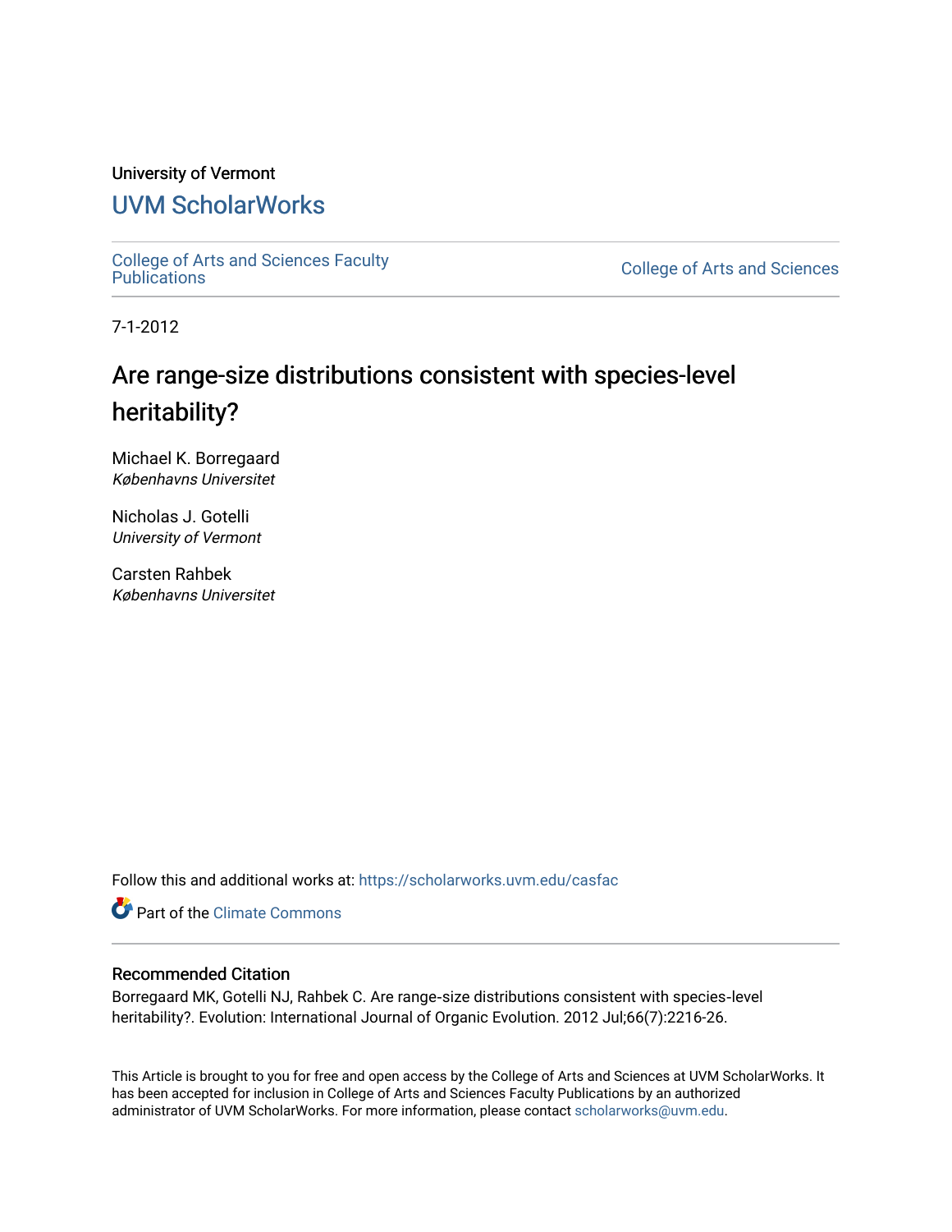University of Vermont

# UVM ScholarWorks

College of Arts and Sciences Faculty Publications

College of Arts and Sciences

7-1-2012

## Are range-size distributions consistent with species-level heritability?

Michael K. Borregaard
*Københavns Universitet*

Nicholas J. Gotelli
*University of Vermont*

Carsten Rahbek
*Københavns Universitet*

Follow this and additional works at: https://scholarworks.uvm.edu/casfac

Part of the Climate Commons

### Recommended Citation

Borregaard MK, Gotelli NJ, Rahbek C. Are range-size distributions consistent with species-level heritability?. Evolution: International Journal of Organic Evolution. 2012 Jul;66(7):2216-26.

This Article is brought to you for free and open access by the College of Arts and Sciences at UVM ScholarWorks. It has been accepted for inclusion in College of Arts and Sciences Faculty Publications by an authorized administrator of UVM ScholarWorks. For more information, please contact scholarworks@uvm.edu.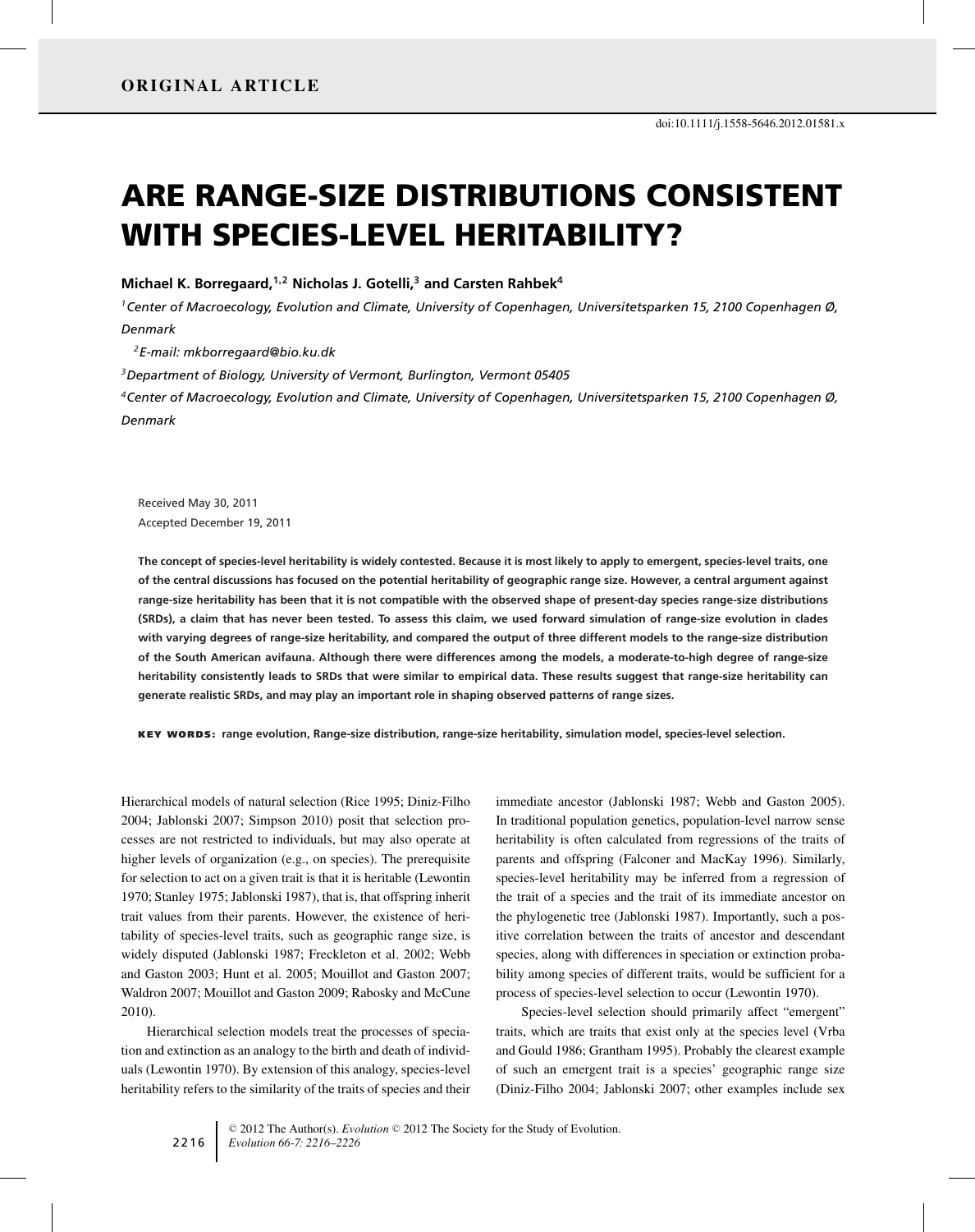ORIGINAL ARTICLE

doi:10.1111/j.1558-5646.2012.01581.x

# ARE RANGE-SIZE DISTRIBUTIONS CONSISTENT WITH SPECIES-LEVEL HERITABILITY?

**Michael K. Borregaard,[1,2] Nicholas J. Gotelli,[3] and Carsten Rahbek[4]**

[1]*Center of Macroecology, Evolution and Climate, University of Copenhagen, Universitetsparken 15, 2100 Copenhagen Ø, Denmark*

[2]*E-mail: mkborregaard@bio.ku.dk*

[3]*Department of Biology, University of Vermont, Burlington, Vermont 05405*

[4]*Center of Macroecology, Evolution and Climate, University of Copenhagen, Universitetsparken 15, 2100 Copenhagen Ø, Denmark*

Received May 30, 2011
Accepted December 19, 2011

**The concept of species-level heritability is widely contested. Because it is most likely to apply to emergent, species-level traits, one of the central discussions has focused on the potential heritability of geographic range size. However, a central argument against range-size heritability has been that it is not compatible with the observed shape of present-day species range-size distributions (SRDs), a claim that has never been tested. To assess this claim, we used forward simulation of range-size evolution in clades with varying degrees of range-size heritability, and compared the output of three different models to the range-size distribution of the South American avifauna. Although there were differences among the models, a moderate-to-high degree of range-size heritability consistently leads to SRDs that were similar to empirical data. These results suggest that range-size heritability can generate realistic SRDs, and may play an important role in shaping observed patterns of range sizes.**

**KEY WORDS:** range evolution, Range-size distribution, range-size heritability, simulation model, species-level selection.

Hierarchical models of natural selection (Rice 1995; Diniz-Filho 2004; Jablonski 2007; Simpson 2010) posit that selection processes are not restricted to individuals, but may also operate at higher levels of organization (e.g., on species). The prerequisite for selection to act on a given trait is that it is heritable (Lewontin 1970; Stanley 1975; Jablonski 1987), that is, that offspring inherit trait values from their parents. However, the existence of heritability of species-level traits, such as geographic range size, is widely disputed (Jablonski 1987; Freckleton et al. 2002; Webb and Gaston 2003; Hunt et al. 2005; Mouillot and Gaston 2007; Waldron 2007; Mouillot and Gaston 2009; Rabosky and McCune 2010).

Hierarchical selection models treat the processes of speciation and extinction as an analogy to the birth and death of individuals (Lewontin 1970). By extension of this analogy, species-level heritability refers to the similarity of the traits of species and their immediate ancestor (Jablonski 1987; Webb and Gaston 2005). In traditional population genetics, population-level narrow sense heritability is often calculated from regressions of the traits of parents and offspring (Falconer and MacKay 1996). Similarly, species-level heritability may be inferred from a regression of the trait of a species and the trait of its immediate ancestor on the phylogenetic tree (Jablonski 1987). Importantly, such a positive correlation between the traits of ancestor and descendant species, along with differences in speciation or extinction probability among species of different traits, would be sufficient for a process of species-level selection to occur (Lewontin 1970).

Species-level selection should primarily affect "emergent" traits, which are traits that exist only at the species level (Vrba and Gould 1986; Grantham 1995). Probably the clearest example of such an emergent trait is a species' geographic range size (Diniz-Filho 2004; Jablonski 2007; other examples include sex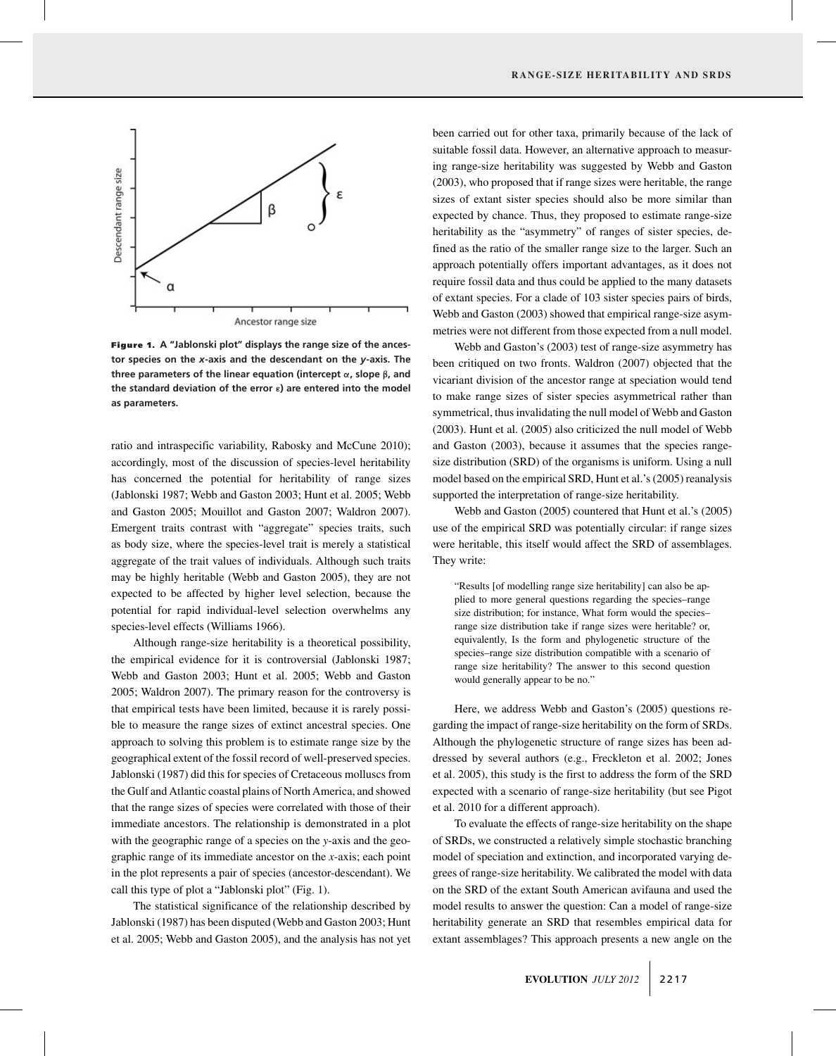Figure 1. A "Jablonski plot" displays the range size of the ancestor species on the $x$-axis and the descendant on the $y$-axis. The three parameters of the linear equation (intercept $\alpha$, slope $\beta$, and the standard deviation of the error $\varepsilon$) are entered into the model as parameters.

ratio and intraspecific variability, Rabosky and McCune 2010); accordingly, most of the discussion of species-level heritability has concerned the potential for heritability of range sizes (Jablonski 1987; Webb and Gaston 2003; Hunt et al. 2005; Webb and Gaston 2005; Mouillot and Gaston 2007; Waldron 2007). Emergent traits contrast with "aggregate" species traits, such as body size, where the species-level trait is merely a statistical aggregate of the trait values of individuals. Although such traits may be highly heritable (Webb and Gaston 2005), they are not expected to be affected by higher level selection, because the potential for rapid individual-level selection overwhelms any species-level effects (Williams 1966).

Although range-size heritability is a theoretical possibility, the empirical evidence for it is controversial (Jablonski 1987; Webb and Gaston 2003; Hunt et al. 2005; Webb and Gaston 2005; Waldron 2007). The primary reason for the controversy is that empirical tests have been limited, because it is rarely possible to measure the range sizes of extinct ancestral species. One approach to solving this problem is to estimate range size by the geographical extent of the fossil record of well-preserved species. Jablonski (1987) did this for species of Cretaceous molluscs from the Gulf and Atlantic coastal plains of North America, and showed that the range sizes of species were correlated with those of their immediate ancestors. The relationship is demonstrated in a plot with the geographic range of a species on the $y$-axis and the geographic range of its immediate ancestor on the $x$-axis; each point in the plot represents a pair of species (ancestor-descendant). We call this type of plot a "Jablonski plot" (Fig. 1).

The statistical significance of the relationship described by Jablonski (1987) has been disputed (Webb and Gaston 2003; Hunt et al. 2005; Webb and Gaston 2005), and the analysis has not yet been carried out for other taxa, primarily because of the lack of suitable fossil data. However, an alternative approach to measuring range-size heritability was suggested by Webb and Gaston (2003), who proposed that if range sizes were heritable, the range sizes of extant sister species should also be more similar than expected by chance. Thus, they proposed to estimate range-size heritability as the "asymmetry" of ranges of sister species, defined as the ratio of the smaller range size to the larger. Such an approach potentially offers important advantages, as it does not require fossil data and thus could be applied to the many datasets of extant species. For a clade of 103 sister species pairs of birds, Webb and Gaston (2003) showed that empirical range-size asymmetries were not different from those expected from a null model.

Webb and Gaston's (2003) test of range-size asymmetry has been critiqued on two fronts. Waldron (2007) objected that the vicariant division of the ancestor range at speciation would tend to make range sizes of sister species asymmetrical rather than symmetrical, thus invalidating the null model of Webb and Gaston (2003). Hunt et al. (2005) also criticized the null model of Webb and Gaston (2003), because it assumes that the species range-size distribution (SRD) of the organisms is uniform. Using a null model based on the empirical SRD, Hunt et al.'s (2005) reanalysis supported the interpretation of range-size heritability.

Webb and Gaston (2005) countered that Hunt et al.'s (2005) use of the empirical SRD was potentially circular: if range sizes were heritable, this itself would affect the SRD of assemblages. They write:

> "Results [of modelling range size heritability] can also be applied to more general questions regarding the species–range size distribution; for instance, What form would the species–range size distribution take if range sizes were heritable? or, equivalently, Is the form and phylogenetic structure of the species–range size distribution compatible with a scenario of range size heritability? The answer to this second question would generally appear to be no."

Here, we address Webb and Gaston's (2005) questions regarding the impact of range-size heritability on the form of SRDs. Although the phylogenetic structure of range sizes has been addressed by several authors (e.g., Freckleton et al. 2002; Jones et al. 2005), this study is the first to address the form of the SRD expected with a scenario of range-size heritability (but see Pigot et al. 2010 for a different approach).

To evaluate the effects of range-size heritability on the shape of SRDs, we constructed a relatively simple stochastic branching model of speciation and extinction, and incorporated varying degrees of range-size heritability. We calibrated the model with data on the SRD of the extant South American avifauna and used the model results to answer the question: Can a model of range-size heritability generate an SRD that resembles empirical data for extant assemblages? This approach presents a new angle on the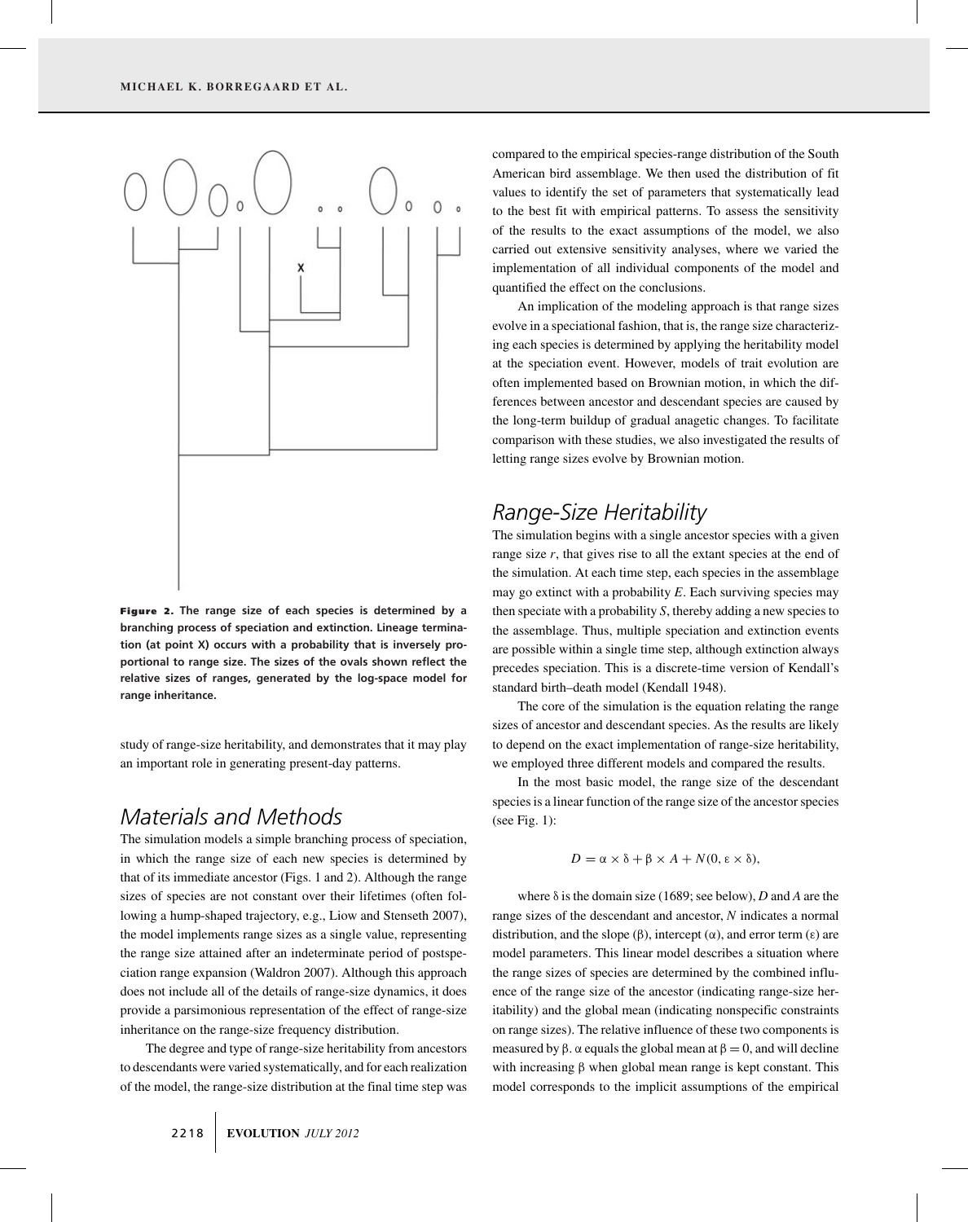X

**Figure 2.** The range size of each species is determined by a branching process of speciation and extinction. Lineage termination (at point X) occurs with a probability that is inversely proportional to range size. The sizes of the ovals shown reflect the relative sizes of ranges, generated by the log-space model for range inheritance.

study of range-size heritability, and demonstrates that it may play an important role in generating present-day patterns.

# Materials and Methods

The simulation models a simple branching process of speciation, in which the range size of each new species is determined by that of its immediate ancestor (Figs. 1 and 2). Although the range sizes of species are not constant over their lifetimes (often following a hump-shaped trajectory, e.g., Liow and Stenseth 2007), the model implements range sizes as a single value, representing the range size attained after an indeterminate period of postspeciation range expansion (Waldron 2007). Although this approach does not include all of the details of range-size dynamics, it does provide a parsimonious representation of the effect of range-size inheritance on the range-size frequency distribution.

The degree and type of range-size heritability from ancestors to descendants were varied systematically, and for each realization of the model, the range-size distribution at the final time step was compared to the empirical species-range distribution of the South American bird assemblage. We then used the distribution of fit values to identify the set of parameters that systematically lead to the best fit with empirical patterns. To assess the sensitivity of the results to the exact assumptions of the model, we also carried out extensive sensitivity analyses, where we varied the implementation of all individual components of the model and quantified the effect on the conclusions.

An implication of the modeling approach is that range sizes evolve in a speciational fashion, that is, the range size characterizing each species is determined by applying the heritability model at the speciation event. However, models of trait evolution are often implemented based on Brownian motion, in which the differences between ancestor and descendant species are caused by the long-term buildup of gradual anagetic changes. To facilitate comparison with these studies, we also investigated the results of letting range sizes evolve by Brownian motion.

## Range-Size Heritability

The simulation begins with a single ancestor species with a given range size $r$, that gives rise to all the extant species at the end of the simulation. At each time step, each species in the assemblage may go extinct with a probability $E$. Each surviving species may then speciate with a probability $S$, thereby adding a new species to the assemblage. Thus, multiple speciation and extinction events are possible within a single time step, although extinction always precedes speciation. This is a discrete-time version of Kendall's standard birth–death model (Kendall 1948).

The core of the simulation is the equation relating the range sizes of ancestor and descendant species. As the results are likely to depend on the exact implementation of range-size heritability, we employed three different models and compared the results.

In the most basic model, the range size of the descendant species is a linear function of the range size of the ancestor species (see Fig. 1):

$$D = \alpha \times \delta + \beta \times A + N(0, \varepsilon \times \delta),$$

where $\delta$ is the domain size (1689; see below), $D$ and $A$ are the range sizes of the descendant and ancestor, $N$ indicates a normal distribution, and the slope ($\beta$), intercept ($\alpha$), and error term ($\varepsilon$) are model parameters. This linear model describes a situation where the range sizes of species are determined by the combined influence of the range size of the ancestor (indicating range-size heritability) and the global mean (indicating nonspecific constraints on range sizes). The relative influence of these two components is measured by $\beta$. $\alpha$ equals the global mean at $\beta = 0$, and will decline with increasing $\beta$ when global mean range is kept constant. This model corresponds to the implicit assumptions of the empirical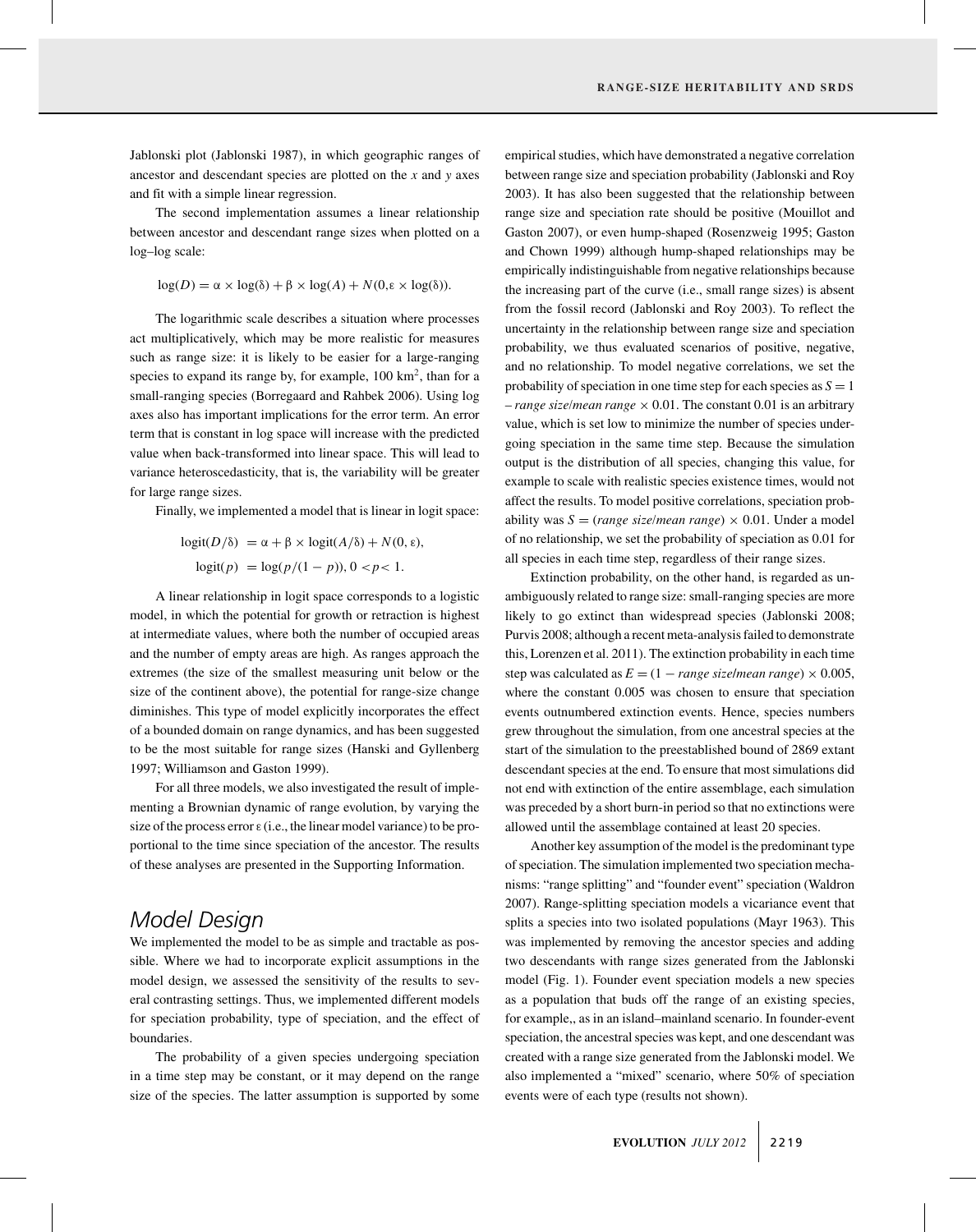Jablonski plot (Jablonski 1987), in which geographic ranges of ancestor and descendant species are plotted on the $x$ and $y$ axes and fit with a simple linear regression.

The second implementation assumes a linear relationship between ancestor and descendant range sizes when plotted on a log–log scale:

$$\log(D) = \alpha \times \log(\delta) + \beta \times \log(A) + N(0, \varepsilon \times \log(\delta)).$$

The logarithmic scale describes a situation where processes act multiplicatively, which may be more realistic for measures such as range size: it is likely to be easier for a large-ranging species to expand its range by, for example, 100 km$^2$, than for a small-ranging species (Borregaard and Rahbek 2006). Using log axes also has important implications for the error term. An error term that is constant in log space will increase with the predicted value when back-transformed into linear space. This will lead to variance heteroscedasticity, that is, the variability will be greater for large range sizes.

Finally, we implemented a model that is linear in logit space:

$$\text{logit}(D/\delta) = \alpha + \beta \times \text{logit}(A/\delta) + N(0, \varepsilon),$$

$$\text{logit}(p) = \log(p/(1-p)), 0 < p < 1.$$

A linear relationship in logit space corresponds to a logistic model, in which the potential for growth or retraction is highest at intermediate values, where both the number of occupied areas and the number of empty areas are high. As ranges approach the extremes (the size of the smallest measuring unit below or the size of the continent above), the potential for range-size change diminishes. This type of model explicitly incorporates the effect of a bounded domain on range dynamics, and has been suggested to be the most suitable for range sizes (Hanski and Gyllenberg 1997; Williamson and Gaston 1999).

For all three models, we also investigated the result of implementing a Brownian dynamic of range evolution, by varying the size of the process error $\varepsilon$ (i.e., the linear model variance) to be proportional to the time since speciation of the ancestor. The results of these analyses are presented in the Supporting Information.

## Model Design

We implemented the model to be as simple and tractable as possible. Where we had to incorporate explicit assumptions in the model design, we assessed the sensitivity of the results to several contrasting settings. Thus, we implemented different models for speciation probability, type of speciation, and the effect of boundaries.

The probability of a given species undergoing speciation in a time step may be constant, or it may depend on the range size of the species. The latter assumption is supported by some empirical studies, which have demonstrated a negative correlation between range size and speciation probability (Jablonski and Roy 2003). It has also been suggested that the relationship between range size and speciation rate should be positive (Mouillot and Gaston 2007), or even hump-shaped (Rosenzweig 1995; Gaston and Chown 1999) although hump-shaped relationships may be empirically indistinguishable from negative relationships because the increasing part of the curve (i.e., small range sizes) is absent from the fossil record (Jablonski and Roy 2003). To reflect the uncertainty in the relationship between range size and speciation probability, we thus evaluated scenarios of positive, negative, and no relationship. To model negative correlations, we set the probability of speciation in one time step for each species as $S = 1$ – *range size*/*mean range* $\times$ 0.01. The constant 0.01 is an arbitrary value, which is set low to minimize the number of species undergoing speciation in the same time step. Because the simulation output is the distribution of all species, changing this value, for example to scale with realistic species existence times, would not affect the results. To model positive correlations, speciation probability was $S$ = (*range size*/*mean range*) $\times$ 0.01. Under a model of no relationship, we set the probability of speciation as 0.01 for all species in each time step, regardless of their range sizes.

Extinction probability, on the other hand, is regarded as unambiguously related to range size: small-ranging species are more likely to go extinct than widespread species (Jablonski 2008; Purvis 2008; although a recent meta-analysis failed to demonstrate this, Lorenzen et al. 2011). The extinction probability in each time step was calculated as $E$ = (1 − *range size*/*mean range*) $\times$ 0.005, where the constant 0.005 was chosen to ensure that speciation events outnumbered extinction events. Hence, species numbers grew throughout the simulation, from one ancestral species at the start of the simulation to the preestablished bound of 2869 extant descendant species at the end. To ensure that most simulations did not end with extinction of the entire assemblage, each simulation was preceded by a short burn-in period so that no extinctions were allowed until the assemblage contained at least 20 species.

Another key assumption of the model is the predominant type of speciation. The simulation implemented two speciation mechanisms: "range splitting" and "founder event" speciation (Waldron 2007). Range-splitting speciation models a vicariance event that splits a species into two isolated populations (Mayr 1963). This was implemented by removing the ancestor species and adding two descendants with range sizes generated from the Jablonski model (Fig. 1). Founder event speciation models a new species as a population that buds off the range of an existing species, for example,, as in an island–mainland scenario. In founder-event speciation, the ancestral species was kept, and one descendant was created with a range size generated from the Jablonski model. We also implemented a "mixed" scenario, where 50% of speciation events were of each type (results not shown).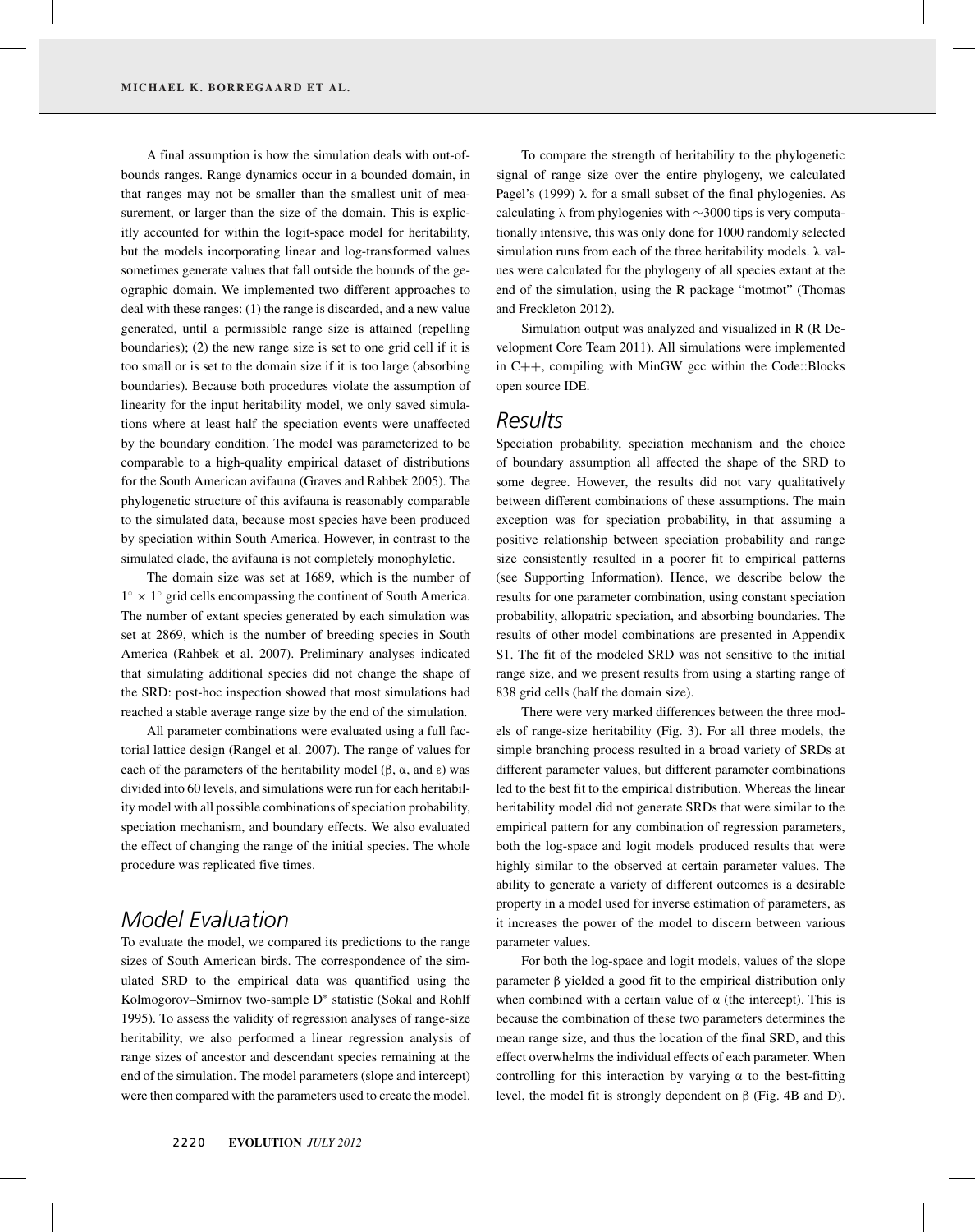A final assumption is how the simulation deals with out-of-bounds ranges. Range dynamics occur in a bounded domain, in that ranges may not be smaller than the smallest unit of measurement, or larger than the size of the domain. This is explicitly accounted for within the logit-space model for heritability, but the models incorporating linear and log-transformed values sometimes generate values that fall outside the bounds of the geographic domain. We implemented two different approaches to deal with these ranges: (1) the range is discarded, and a new value generated, until a permissible range size is attained (repelling boundaries); (2) the new range size is set to one grid cell if it is too small or is set to the domain size if it is too large (absorbing boundaries). Because both procedures violate the assumption of linearity for the input heritability model, we only saved simulations where at least half the speciation events were unaffected by the boundary condition. The model was parameterized to be comparable to a high-quality empirical dataset of distributions for the South American avifauna (Graves and Rahbek 2005). The phylogenetic structure of this avifauna is reasonably comparable to the simulated data, because most species have been produced by speciation within South America. However, in contrast to the simulated clade, the avifauna is not completely monophyletic.

The domain size was set at 1689, which is the number of $1^\circ \times 1^\circ$ grid cells encompassing the continent of South America. The number of extant species generated by each simulation was set at 2869, which is the number of breeding species in South America (Rahbek et al. 2007). Preliminary analyses indicated that simulating additional species did not change the shape of the SRD: post-hoc inspection showed that most simulations had reached a stable average range size by the end of the simulation.

All parameter combinations were evaluated using a full factorial lattice design (Rangel et al. 2007). The range of values for each of the parameters of the heritability model ($\beta$, $\alpha$, and $\varepsilon$) was divided into 60 levels, and simulations were run for each heritability model with all possible combinations of speciation probability, speciation mechanism, and boundary effects. We also evaluated the effect of changing the range of the initial species. The whole procedure was replicated five times.

## Model Evaluation

To evaluate the model, we compared its predictions to the range sizes of South American birds. The correspondence of the simulated SRD to the empirical data was quantified using the Kolmogorov–Smirnov two-sample $D^*$ statistic (Sokal and Rohlf 1995). To assess the validity of regression analyses of range-size heritability, we also performed a linear regression analysis of range sizes of ancestor and descendant species remaining at the end of the simulation. The model parameters (slope and intercept) were then compared with the parameters used to create the model.

To compare the strength of heritability to the phylogenetic signal of range size over the entire phylogeny, we calculated Pagel's (1999) $\lambda$ for a small subset of the final phylogenies. As calculating $\lambda$ from phylogenies with ~3000 tips is very computationally intensive, this was only done for 1000 randomly selected simulation runs from each of the three heritability models. $\lambda$ values were calculated for the phylogeny of all species extant at the end of the simulation, using the R package "motmot" (Thomas and Freckleton 2012).

Simulation output was analyzed and visualized in R (R Development Core Team 2011). All simulations were implemented in C++, compiling with MinGW gcc within the Code::Blocks open source IDE.

## Results

Speciation probability, speciation mechanism and the choice of boundary assumption all affected the shape of the SRD to some degree. However, the results did not vary qualitatively between different combinations of these assumptions. The main exception was for speciation probability, in that assuming a positive relationship between speciation probability and range size consistently resulted in a poorer fit to empirical patterns (see Supporting Information). Hence, we describe below the results for one parameter combination, using constant speciation probability, allopatric speciation, and absorbing boundaries. The results of other model combinations are presented in Appendix S1. The fit of the modeled SRD was not sensitive to the initial range size, and we present results from using a starting range of 838 grid cells (half the domain size).

There were very marked differences between the three models of range-size heritability (Fig. 3). For all three models, the simple branching process resulted in a broad variety of SRDs at different parameter values, but different parameter combinations led to the best fit to the empirical distribution. Whereas the linear heritability model did not generate SRDs that were similar to the empirical pattern for any combination of regression parameters, both the log-space and logit models produced results that were highly similar to the observed at certain parameter values. The ability to generate a variety of different outcomes is a desirable property in a model used for inverse estimation of parameters, as it increases the power of the model to discern between various parameter values.

For both the log-space and logit models, values of the slope parameter $\beta$ yielded a good fit to the empirical distribution only when combined with a certain value of $\alpha$ (the intercept). This is because the combination of these two parameters determines the mean range size, and thus the location of the final SRD, and this effect overwhelms the individual effects of each parameter. When controlling for this interaction by varying $\alpha$ to the best-fitting level, the model fit is strongly dependent on $\beta$ (Fig. 4B and D).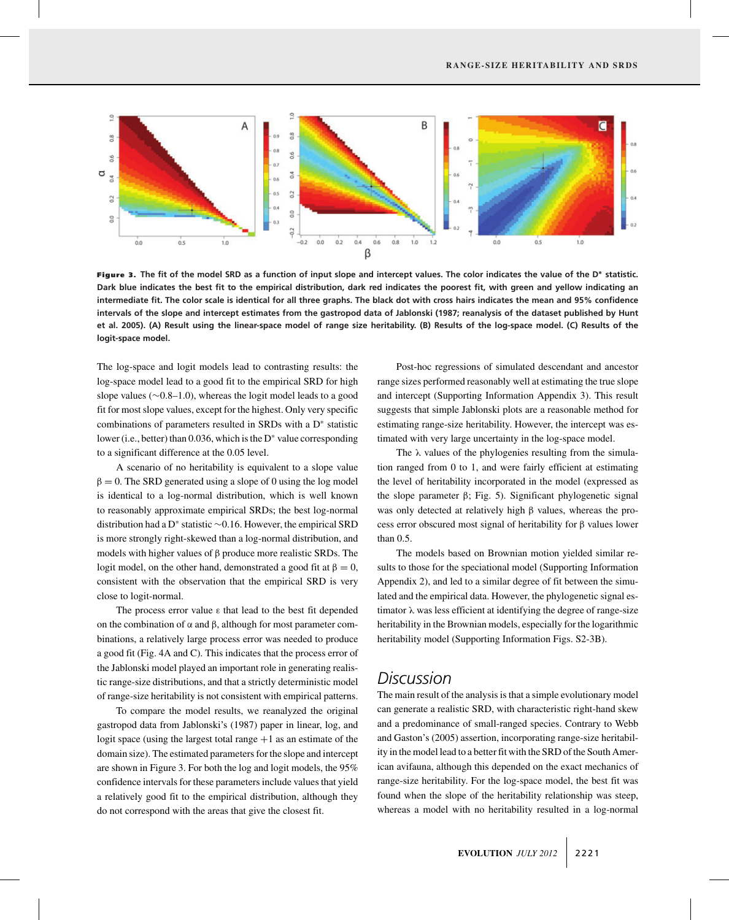**Figure 3.** The fit of the model SRD as a function of input slope and intercept values. The color indicates the value of the D* statistic. Dark blue indicates the best fit to the empirical distribution, dark red indicates the poorest fit, with green and yellow indicating an intermediate fit. The color scale is identical for all three graphs. The black dot with cross hairs indicates the mean and 95% confidence intervals of the slope and intercept estimates from the gastropod data of Jablonski (1987; reanalysis of the dataset published by Hunt et al. 2005). (A) Result using the linear-space model of range size heritability. (B) Results of the log-space model. (C) Results of the logit-space model.

The log-space and logit models lead to contrasting results: the log-space model lead to a good fit to the empirical SRD for high slope values (∼0.8–1.0), whereas the logit model leads to a good fit for most slope values, except for the highest. Only very specific combinations of parameters resulted in SRDs with a D* statistic lower (i.e., better) than 0.036, which is the D* value corresponding to a significant difference at the 0.05 level.

A scenario of no heritability is equivalent to a slope value $\beta = 0$. The SRD generated using a slope of 0 using the log model is identical to a log-normal distribution, which is well known to reasonably approximate empirical SRDs; the best log-normal distribution had a D* statistic ∼0.16. However, the empirical SRD is more strongly right-skewed than a log-normal distribution, and models with higher values of β produce more realistic SRDs. The logit model, on the other hand, demonstrated a good fit at $\beta = 0$, consistent with the observation that the empirical SRD is very close to logit-normal.

The process error value ε that lead to the best fit depended on the combination of α and β, although for most parameter combinations, a relatively large process error was needed to produce a good fit (Fig. 4A and C). This indicates that the process error of the Jablonski model played an important role in generating realistic range-size distributions, and that a strictly deterministic model of range-size heritability is not consistent with empirical patterns.

To compare the model results, we reanalyzed the original gastropod data from Jablonski's (1987) paper in linear, log, and logit space (using the largest total range +1 as an estimate of the domain size). The estimated parameters for the slope and intercept are shown in Figure 3. For both the log and logit models, the 95% confidence intervals for these parameters include values that yield a relatively good fit to the empirical distribution, although they do not correspond with the areas that give the closest fit.

Post-hoc regressions of simulated descendant and ancestor range sizes performed reasonably well at estimating the true slope and intercept (Supporting Information Appendix 3). This result suggests that simple Jablonski plots are a reasonable method for estimating range-size heritability. However, the intercept was estimated with very large uncertainty in the log-space model.

The λ values of the phylogenies resulting from the simulation ranged from 0 to 1, and were fairly efficient at estimating the level of heritability incorporated in the model (expressed as the slope parameter β; Fig. 5). Significant phylogenetic signal was only detected at relatively high β values, whereas the process error obscured most signal of heritability for β values lower than 0.5.

The models based on Brownian motion yielded similar results to those for the speciational model (Supporting Information Appendix 2), and led to a similar degree of fit between the simulated and the empirical data. However, the phylogenetic signal estimator λ was less efficient at identifying the degree of range-size heritability in the Brownian models, especially for the logarithmic heritability model (Supporting Information Figs. S2-3B).

## Discussion

The main result of the analysis is that a simple evolutionary model can generate a realistic SRD, with characteristic right-hand skew and a predominance of small-ranged species. Contrary to Webb and Gaston's (2005) assertion, incorporating range-size heritability in the model lead to a better fit with the SRD of the South American avifauna, although this depended on the exact mechanics of range-size heritability. For the log-space model, the best fit was found when the slope of the heritability relationship was steep, whereas a model with no heritability resulted in a log-normal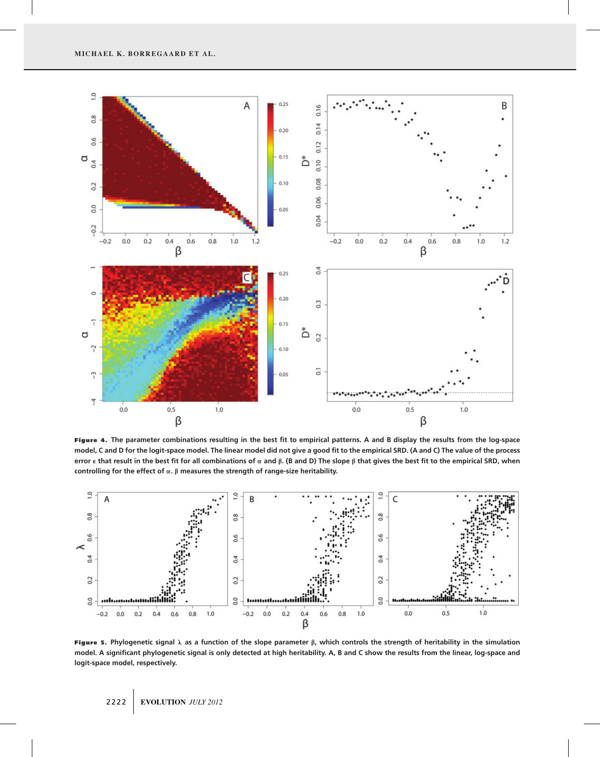**Figure 4.** The parameter combinations resulting in the best fit to empirical patterns. A and B display the results from the log-space model, C and D for the logit-space model. The linear model did not give a good fit to the empirical SRD. (A and C) The value of the process error $\varepsilon$ that result in the best fit for all combinations of $\alpha$ and $\beta$. (B and D) The slope $\beta$ that gives the best fit to the empirical SRD, when controlling for the effect of $\alpha$. $\beta$ measures the strength of range-size heritability.

**Figure 5.** Phylogenetic signal $\lambda$ as a function of the slope parameter $\beta$, which controls the strength of heritability in the simulation model. A significant phylogenetic signal is only detected at high heritability. A, B and C show the results from the linear, log-space and logit-space model, respectively.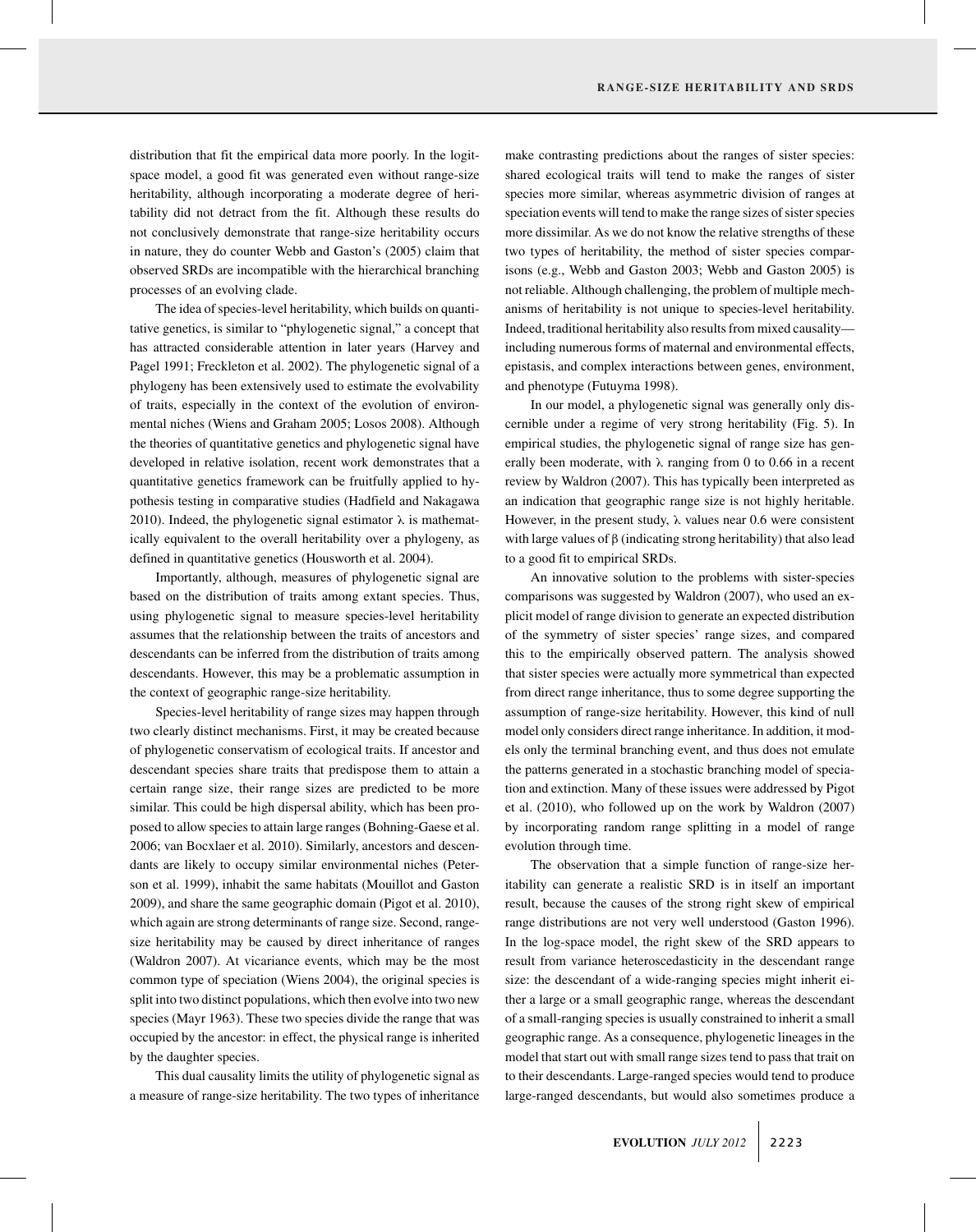distribution that fit the empirical data more poorly. In the logit-space model, a good fit was generated even without range-size heritability, although incorporating a moderate degree of heritability did not detract from the fit. Although these results do not conclusively demonstrate that range-size heritability occurs in nature, they do counter Webb and Gaston's (2005) claim that observed SRDs are incompatible with the hierarchical branching processes of an evolving clade.

The idea of species-level heritability, which builds on quantitative genetics, is similar to "phylogenetic signal," a concept that has attracted considerable attention in later years (Harvey and Pagel 1991; Freckleton et al. 2002). The phylogenetic signal of a phylogeny has been extensively used to estimate the evolvability of traits, especially in the context of the evolution of environmental niches (Wiens and Graham 2005; Losos 2008). Although the theories of quantitative genetics and phylogenetic signal have developed in relative isolation, recent work demonstrates that a quantitative genetics framework can be fruitfully applied to hypothesis testing in comparative studies (Hadfield and Nakagawa 2010). Indeed, the phylogenetic signal estimator $\lambda$ is mathematically equivalent to the overall heritability over a phylogeny, as defined in quantitative genetics (Housworth et al. 2004).

Importantly, although, measures of phylogenetic signal are based on the distribution of traits among extant species. Thus, using phylogenetic signal to measure species-level heritability assumes that the relationship between the traits of ancestors and descendants can be inferred from the distribution of traits among descendants. However, this may be a problematic assumption in the context of geographic range-size heritability.

Species-level heritability of range sizes may happen through two clearly distinct mechanisms. First, it may be created because of phylogenetic conservatism of ecological traits. If ancestor and descendant species share traits that predispose them to attain a certain range size, their range sizes are predicted to be more similar. This could be high dispersal ability, which has been proposed to allow species to attain large ranges (Bohning-Gaese et al. 2006; van Bocxlaer et al. 2010). Similarly, ancestors and descendants are likely to occupy similar environmental niches (Peterson et al. 1999), inhabit the same habitats (Mouillot and Gaston 2009), and share the same geographic domain (Pigot et al. 2010), which again are strong determinants of range size. Second, range-size heritability may be caused by direct inheritance of ranges (Waldron 2007). At vicariance events, which may be the most common type of speciation (Wiens 2004), the original species is split into two distinct populations, which then evolve into two new species (Mayr 1963). These two species divide the range that was occupied by the ancestor: in effect, the physical range is inherited by the daughter species.

This dual causality limits the utility of phylogenetic signal as a measure of range-size heritability. The two types of inheritance make contrasting predictions about the ranges of sister species: shared ecological traits will tend to make the ranges of sister species more similar, whereas asymmetric division of ranges at speciation events will tend to make the range sizes of sister species more dissimilar. As we do not know the relative strengths of these two types of heritability, the method of sister species comparisons (e.g., Webb and Gaston 2003; Webb and Gaston 2005) is not reliable. Although challenging, the problem of multiple mechanisms of heritability is not unique to species-level heritability. Indeed, traditional heritability also results from mixed causality—including numerous forms of maternal and environmental effects, epistasis, and complex interactions between genes, environment, and phenotype (Futuyma 1998).

In our model, a phylogenetic signal was generally only discernible under a regime of very strong heritability (Fig. 5). In empirical studies, the phylogenetic signal of range size has generally been moderate, with $\lambda$ ranging from 0 to 0.66 in a recent review by Waldron (2007). This has typically been interpreted as an indication that geographic range size is not highly heritable. However, in the present study, $\lambda$ values near 0.6 were consistent with large values of $\beta$ (indicating strong heritability) that also lead to a good fit to empirical SRDs.

An innovative solution to the problems with sister-species comparisons was suggested by Waldron (2007), who used an explicit model of range division to generate an expected distribution of the symmetry of sister species' range sizes, and compared this to the empirically observed pattern. The analysis showed that sister species were actually more symmetrical than expected from direct range inheritance, thus to some degree supporting the assumption of range-size heritability. However, this kind of null model only considers direct range inheritance. In addition, it models only the terminal branching event, and thus does not emulate the patterns generated in a stochastic branching model of speciation and extinction. Many of these issues were addressed by Pigot et al. (2010), who followed up on the work by Waldron (2007) by incorporating random range splitting in a model of range evolution through time.

The observation that a simple function of range-size heritability can generate a realistic SRD is in itself an important result, because the causes of the strong right skew of empirical range distributions are not very well understood (Gaston 1996). In the log-space model, the right skew of the SRD appears to result from variance heteroscedasticity in the descendant range size: the descendant of a wide-ranging species might inherit either a large or a small geographic range, whereas the descendant of a small-ranging species is usually constrained to inherit a small geographic range. As a consequence, phylogenetic lineages in the model that start out with small range sizes tend to pass that trait on to their descendants. Large-ranged species would tend to produce large-ranged descendants, but would also sometimes produce a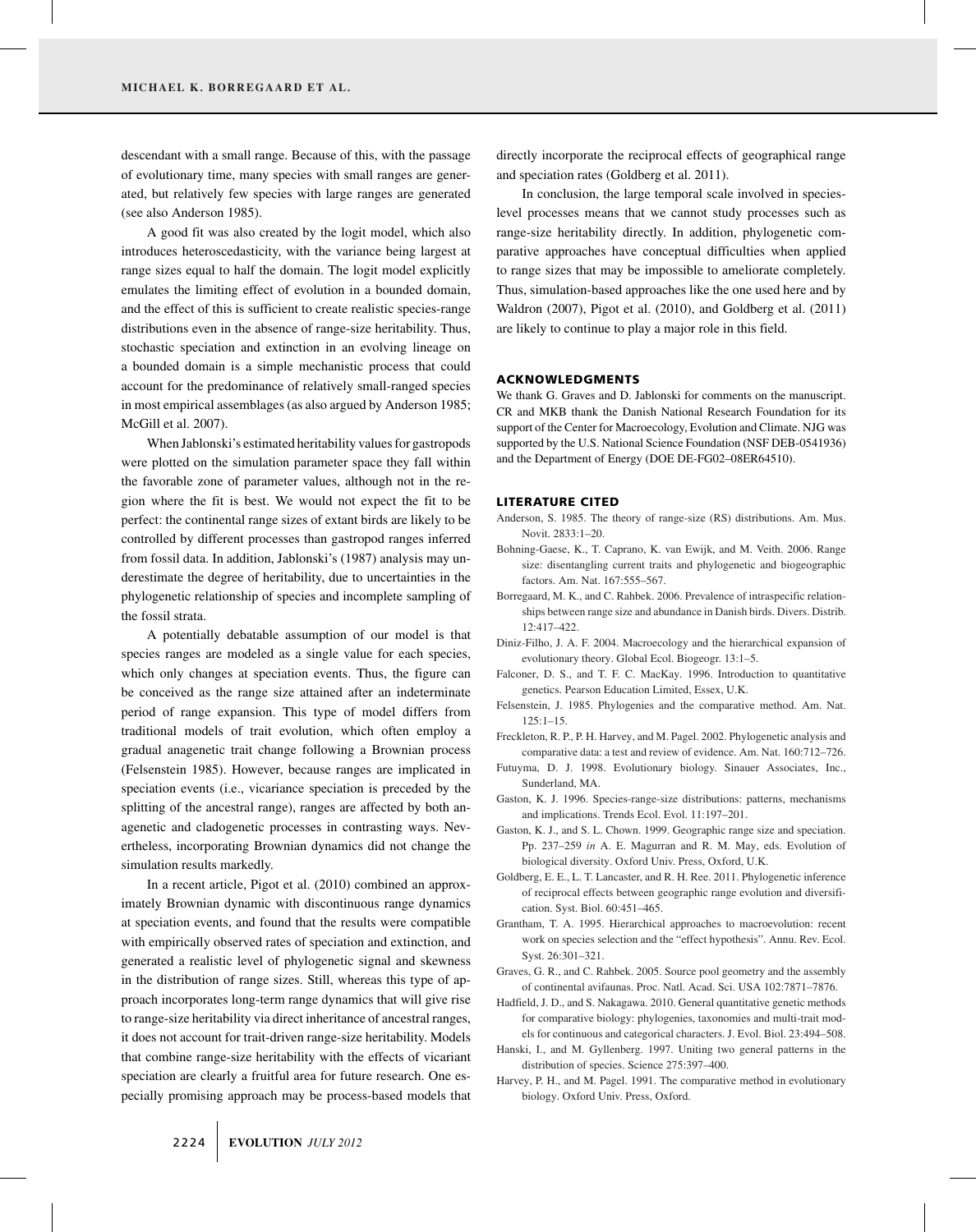descendant with a small range. Because of this, with the passage of evolutionary time, many species with small ranges are generated, but relatively few species with large ranges are generated (see also Anderson 1985).

A good fit was also created by the logit model, which also introduces heteroscedasticity, with the variance being largest at range sizes equal to half the domain. The logit model explicitly emulates the limiting effect of evolution in a bounded domain, and the effect of this is sufficient to create realistic species-range distributions even in the absence of range-size heritability. Thus, stochastic speciation and extinction in an evolving lineage on a bounded domain is a simple mechanistic process that could account for the predominance of relatively small-ranged species in most empirical assemblages (as also argued by Anderson 1985; McGill et al. 2007).

When Jablonski's estimated heritability values for gastropods were plotted on the simulation parameter space they fall within the favorable zone of parameter values, although not in the region where the fit is best. We would not expect the fit to be perfect: the continental range sizes of extant birds are likely to be controlled by different processes than gastropod ranges inferred from fossil data. In addition, Jablonski's (1987) analysis may underestimate the degree of heritability, due to uncertainties in the phylogenetic relationship of species and incomplete sampling of the fossil strata.

A potentially debatable assumption of our model is that species ranges are modeled as a single value for each species, which only changes at speciation events. Thus, the figure can be conceived as the range size attained after an indeterminate period of range expansion. This type of model differs from traditional models of trait evolution, which often employ a gradual anagenetic trait change following a Brownian process (Felsenstein 1985). However, because ranges are implicated in speciation events (i.e., vicariance speciation is preceded by the splitting of the ancestral range), ranges are affected by both anagenetic and cladogenetic processes in contrasting ways. Nevertheless, incorporating Brownian dynamics did not change the simulation results markedly.

In a recent article, Pigot et al. (2010) combined an approximately Brownian dynamic with discontinuous range dynamics at speciation events, and found that the results were compatible with empirically observed rates of speciation and extinction, and generated a realistic level of phylogenetic signal and skewness in the distribution of range sizes. Still, whereas this type of approach incorporates long-term range dynamics that will give rise to range-size heritability via direct inheritance of ancestral ranges, it does not account for trait-driven range-size heritability. Models that combine range-size heritability with the effects of vicariant speciation are clearly a fruitful area for future research. One especially promising approach may be process-based models that directly incorporate the reciprocal effects of geographical range and speciation rates (Goldberg et al. 2011).

In conclusion, the large temporal scale involved in species-level processes means that we cannot study processes such as range-size heritability directly. In addition, phylogenetic comparative approaches have conceptual difficulties when applied to range sizes that may be impossible to ameliorate completely. Thus, simulation-based approaches like the one used here and by Waldron (2007), Pigot et al. (2010), and Goldberg et al. (2011) are likely to continue to play a major role in this field.

## ACKNOWLEDGMENTS

We thank G. Graves and D. Jablonski for comments on the manuscript. CR and MKB thank the Danish National Research Foundation for its support of the Center for Macroecology, Evolution and Climate. NJG was supported by the U.S. National Science Foundation (NSF DEB-0541936) and the Department of Energy (DOE DE-FG02–08ER64510).

## LITERATURE CITED

Anderson, S. 1985. The theory of range-size (RS) distributions. Am. Mus. Novit. 2833:1–20.

Bohning-Gaese, K., T. Caprano, K. van Ewijk, and M. Veith. 2006. Range size: disentangling current traits and phylogenetic and biogeographic factors. Am. Nat. 167:555–567.

Borregaard, M. K., and C. Rahbek. 2006. Prevalence of intraspecific relationships between range size and abundance in Danish birds. Divers. Distrib. 12:417–422.

Diniz-Filho, J. A. F. 2004. Macroecology and the hierarchical expansion of evolutionary theory. Global Ecol. Biogeogr. 13:1–5.

Falconer, D. S., and T. F. C. MacKay. 1996. Introduction to quantitative genetics. Pearson Education Limited, Essex, U.K.

Felsenstein, J. 1985. Phylogenies and the comparative method. Am. Nat. 125:1–15.

Freckleton, R. P., P. H. Harvey, and M. Pagel. 2002. Phylogenetic analysis and comparative data: a test and review of evidence. Am. Nat. 160:712–726.

Futuyma, D. J. 1998. Evolutionary biology. Sinauer Associates, Inc., Sunderland, MA.

Gaston, K. J. 1996. Species-range-size distributions: patterns, mechanisms and implications. Trends Ecol. Evol. 11:197–201.

Gaston, K. J., and S. L. Chown. 1999. Geographic range size and speciation. Pp. 237–259 *in* A. E. Magurran and R. M. May, eds. Evolution of biological diversity. Oxford Univ. Press, Oxford, U.K.

Goldberg, E. E., L. T. Lancaster, and R. H. Ree. 2011. Phylogenetic inference of reciprocal effects between geographic range evolution and diversification. Syst. Biol. 60:451–465.

Grantham, T. A. 1995. Hierarchical approaches to macroevolution: recent work on species selection and the "effect hypothesis". Annu. Rev. Ecol. Syst. 26:301–321.

Graves, G. R., and C. Rahbek. 2005. Source pool geometry and the assembly of continental avifaunas. Proc. Natl. Acad. Sci. USA 102:7871–7876.

Hadfield, J. D., and S. Nakagawa. 2010. General quantitative genetic methods for comparative biology: phylogenies, taxonomies and multi-trait models for continuous and categorical characters. J. Evol. Biol. 23:494–508.

Hanski, I., and M. Gyllenberg. 1997. Uniting two general patterns in the distribution of species. Science 275:397–400.

Harvey, P. H., and M. Pagel. 1991. The comparative method in evolutionary biology. Oxford Univ. Press, Oxford.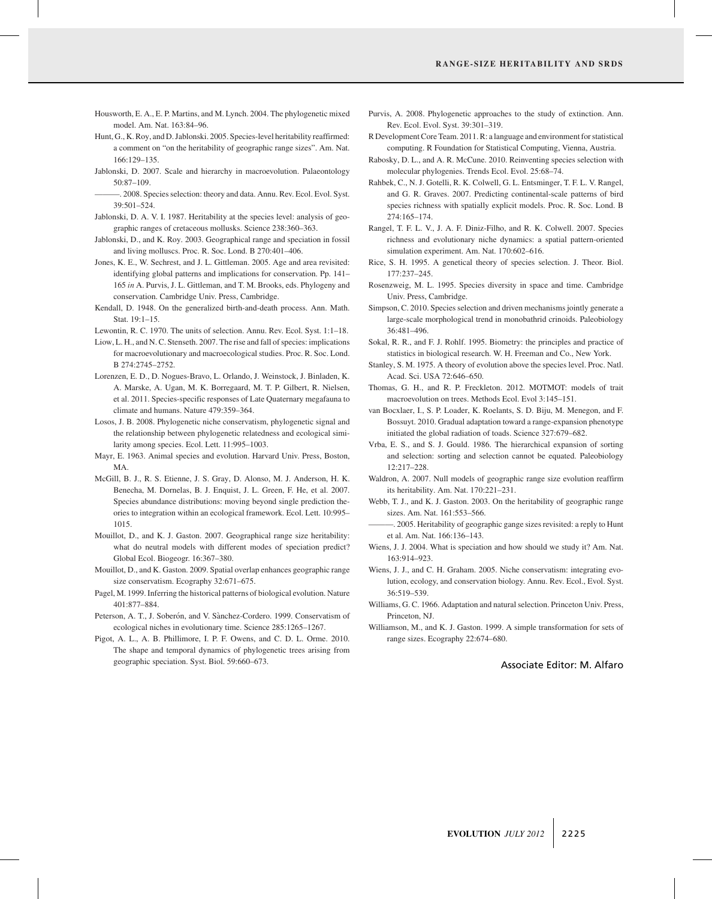Housworth, E. A., E. P. Martins, and M. Lynch. 2004. The phylogenetic mixed model. Am. Nat. 163:84–96.

Hunt, G., K. Roy, and D. Jablonski. 2005. Species-level heritability reaffirmed: a comment on "on the heritability of geographic range sizes". Am. Nat. 166:129–135.

Jablonski, D. 2007. Scale and hierarchy in macroevolution. Palaeontology 50:87–109.

———. 2008. Species selection: theory and data. Annu. Rev. Ecol. Evol. Syst. 39:501–524.

Jablonski, D. A. V. I. 1987. Heritability at the species level: analysis of geographic ranges of cretaceous mollusks. Science 238:360–363.

Jablonski, D., and K. Roy. 2003. Geographical range and speciation in fossil and living molluscs. Proc. R. Soc. Lond. B 270:401–406.

Jones, K. E., W. Sechrest, and J. L. Gittleman. 2005. Age and area revisited: identifying global patterns and implications for conservation. Pp. 141–165 *in* A. Purvis, J. L. Gittleman, and T. M. Brooks, eds. Phylogeny and conservation. Cambridge Univ. Press, Cambridge.

Kendall, D. 1948. On the generalized birth-and-death process. Ann. Math. Stat. 19:1–15.

Lewontin, R. C. 1970. The units of selection. Annu. Rev. Ecol. Syst. 1:1–18.

Liow, L. H., and N. C. Stenseth. 2007. The rise and fall of species: implications for macroevolutionary and macroecological studies. Proc. R. Soc. Lond. B 274:2745–2752.

Lorenzen, E. D., D. Nogues-Bravo, L. Orlando, J. Weinstock, J. Binladen, K. A. Marske, A. Ugan, M. K. Borregaard, M. T. P. Gilbert, R. Nielsen, et al. 2011. Species-specific responses of Late Quaternary megafauna to climate and humans. Nature 479:359–364.

Losos, J. B. 2008. Phylogenetic niche conservatism, phylogenetic signal and the relationship between phylogenetic relatedness and ecological similarity among species. Ecol. Lett. 11:995–1003.

Mayr, E. 1963. Animal species and evolution. Harvard Univ. Press, Boston, MA.

McGill, B. J., R. S. Etienne, J. S. Gray, D. Alonso, M. J. Anderson, H. K. Benecha, M. Dornelas, B. J. Enquist, J. L. Green, F. He, et al. 2007. Species abundance distributions: moving beyond single prediction theories to integration within an ecological framework. Ecol. Lett. 10:995–1015.

Mouillot, D., and K. J. Gaston. 2007. Geographical range size heritability: what do neutral models with different modes of speciation predict? Global Ecol. Biogeogr. 16:367–380.

Mouillot, D., and K. Gaston. 2009. Spatial overlap enhances geographic range size conservatism. Ecography 32:671–675.

Pagel, M. 1999. Inferring the historical patterns of biological evolution. Nature 401:877–884.

Peterson, A. T., J. Soberón, and V. Sànchez-Cordero. 1999. Conservatism of ecological niches in evolutionary time. Science 285:1265–1267.

Pigot, A. L., A. B. Phillimore, I. P. F. Owens, and C. D. L. Orme. 2010. The shape and temporal dynamics of phylogenetic trees arising from geographic speciation. Syst. Biol. 59:660–673.

Purvis, A. 2008. Phylogenetic approaches to the study of extinction. Ann. Rev. Ecol. Evol. Syst. 39:301–319.

R Development Core Team. 2011. R: a language and environment for statistical computing. R Foundation for Statistical Computing, Vienna, Austria.

Rabosky, D. L., and A. R. McCune. 2010. Reinventing species selection with molecular phylogenies. Trends Ecol. Evol. 25:68–74.

Rahbek, C., N. J. Gotelli, R. K. Colwell, G. L. Entsminger, T. F. L. V. Rangel, and G. R. Graves. 2007. Predicting continental-scale patterns of bird species richness with spatially explicit models. Proc. R. Soc. Lond. B 274:165–174.

Rangel, T. F. L. V., J. A. F. Diniz-Filho, and R. K. Colwell. 2007. Species richness and evolutionary niche dynamics: a spatial pattern-oriented simulation experiment. Am. Nat. 170:602–616.

Rice, S. H. 1995. A genetical theory of species selection. J. Theor. Biol. 177:237–245.

Rosenzweig, M. L. 1995. Species diversity in space and time. Cambridge Univ. Press, Cambridge.

Simpson, C. 2010. Species selection and driven mechanisms jointly generate a large-scale morphological trend in monobathrid crinoids. Paleobiology 36:481–496.

Sokal, R. R., and F. J. Rohlf. 1995. Biometry: the principles and practice of statistics in biological research. W. H. Freeman and Co., New York.

Stanley, S. M. 1975. A theory of evolution above the species level. Proc. Natl. Acad. Sci. USA 72:646–650.

Thomas, G. H., and R. P. Freckleton. 2012. MOTMOT: models of trait macroevolution on trees. Methods Ecol. Evol 3:145–151.

van Bocxlaer, I., S. P. Loader, K. Roelants, S. D. Biju, M. Menegon, and F. Bossuyt. 2010. Gradual adaptation toward a range-expansion phenotype initiated the global radiation of toads. Science 327:679–682.

Vrba, E. S., and S. J. Gould. 1986. The hierarchical expansion of sorting and selection: sorting and selection cannot be equated. Paleobiology 12:217–228.

Waldron, A. 2007. Null models of geographic range size evolution reaffirm its heritability. Am. Nat. 170:221–231.

Webb, T. J., and K. J. Gaston. 2003. On the heritability of geographic range sizes. Am. Nat. 161:553–566.

———. 2005. Heritability of geographic gange sizes revisited: a reply to Hunt et al. Am. Nat. 166:136–143.

Wiens, J. J. 2004. What is speciation and how should we study it? Am. Nat. 163:914–923.

Wiens, J. J., and C. H. Graham. 2005. Niche conservatism: integrating evolution, ecology, and conservation biology. Annu. Rev. Ecol., Evol. Syst. 36:519–539.

Williams, G. C. 1966. Adaptation and natural selection. Princeton Univ. Press, Princeton, NJ.

Williamson, M., and K. J. Gaston. 1999. A simple transformation for sets of range sizes. Ecography 22:674–680.

Associate Editor: M. Alfaro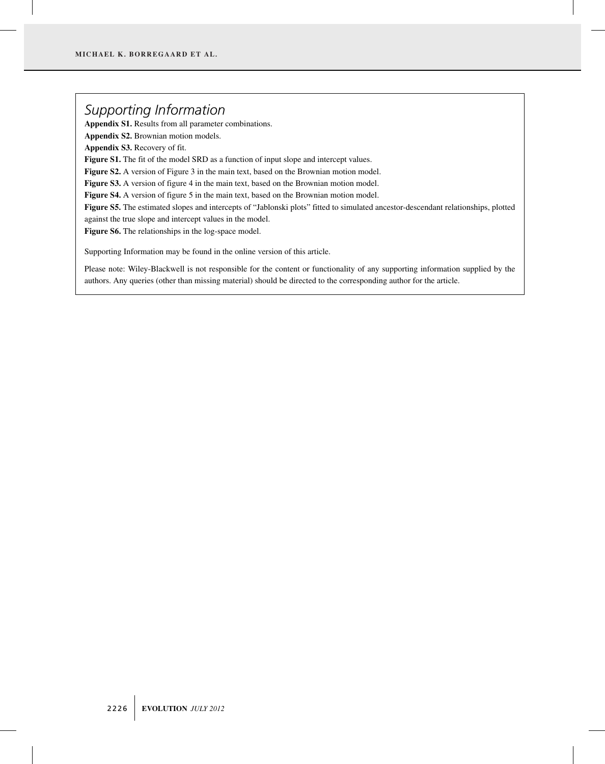## *Supporting Information*

**Appendix S1.** Results from all parameter combinations.

**Appendix S2.** Brownian motion models.

**Appendix S3.** Recovery of fit.

**Figure S1.** The fit of the model SRD as a function of input slope and intercept values.

**Figure S2.** A version of Figure 3 in the main text, based on the Brownian motion model.

**Figure S3.** A version of figure 4 in the main text, based on the Brownian motion model.

**Figure S4.** A version of figure 5 in the main text, based on the Brownian motion model.

**Figure S5.** The estimated slopes and intercepts of "Jablonski plots" fitted to simulated ancestor-descendant relationships, plotted against the true slope and intercept values in the model.

**Figure S6.** The relationships in the log-space model.

Supporting Information may be found in the online version of this article.

Please note: Wiley-Blackwell is not responsible for the content or functionality of any supporting information supplied by the authors. Any queries (other than missing material) should be directed to the corresponding author for the article.